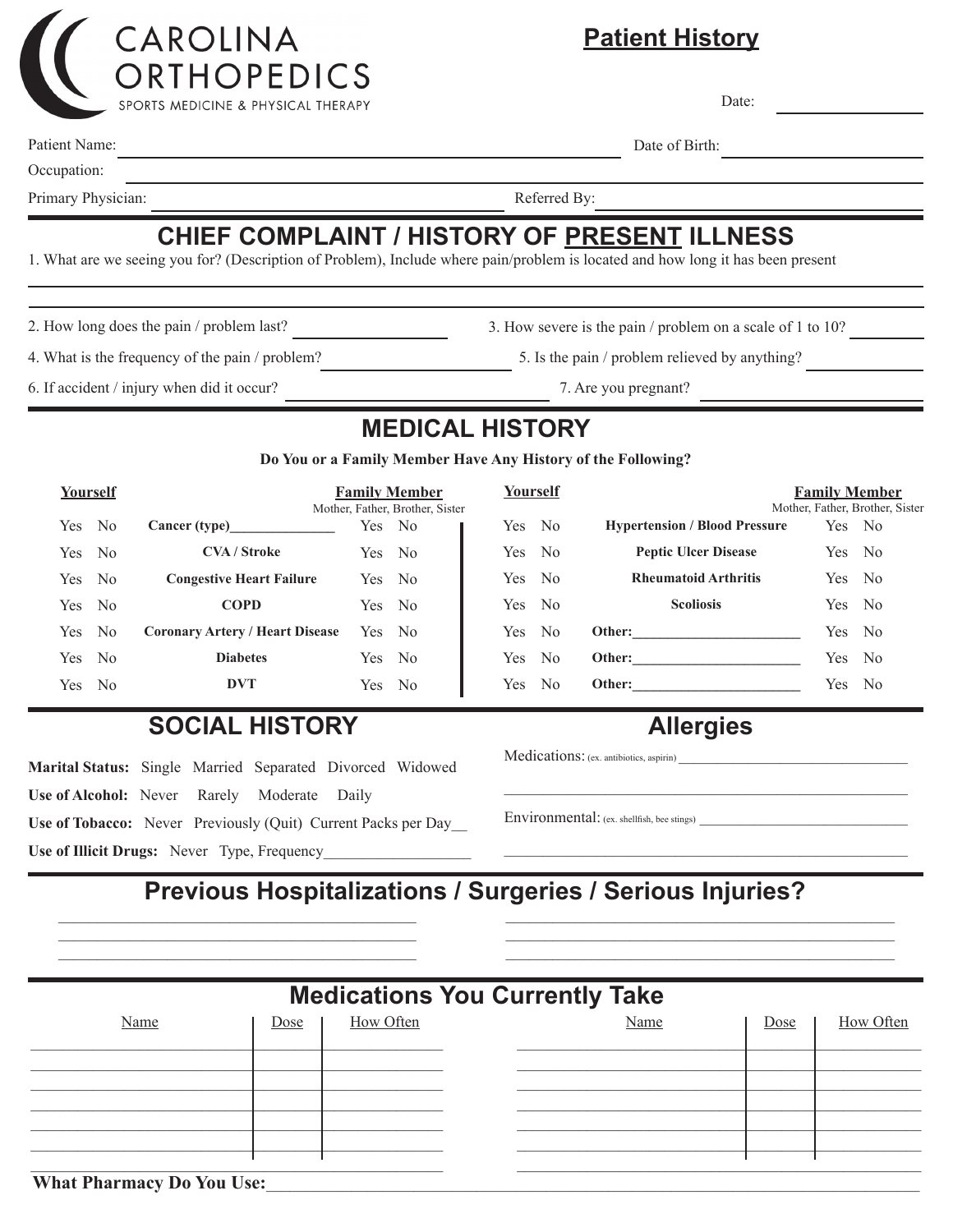CAROLINA ORTHOPEDICS
SPORTS MEDICINE & PHYSICAL THERAPY

# Patient History

Date: ______________

Patient Name: ______________________________ Date of Birth: ______________

Occupation: ______________________________

Primary Physician: ______________________________ Referred By: ______________________________

## CHIEF COMPLAINT / HISTORY OF PRESENT ILLNESS

1. What are we seeing you for? (Description of Problem), Include where pain/problem is located and how long it has been present

______________________________________________________________

______________________________________________________________

2. How long does the pain / problem last? ______________
3. How severe is the pain / problem on a scale of 1 to 10? ______________
4. What is the frequency of the pain / problem? ______________
5. Is the pain / problem relieved by anything? ______________
6. If accident / injury when did it occur? ______________
7. Are you pregnant? ______________

## MEDICAL HISTORY

**Do You or a Family Member Have Any History of the Following?**

| Yourself | | Family Member (Mother, Father, Brother, Sister) |
|---|---|---|
| Yes No | **Cancer (type)**______________ | Yes No |
| Yes No | **CVA / Stroke** | Yes No |
| Yes No | **Congestive Heart Failure** | Yes No |
| Yes No | **COPD** | Yes No |
| Yes No | **Coronary Artery / Heart Disease** | Yes No |
| Yes No | **Diabetes** | Yes No |
| Yes No | **DVT** | Yes No |
| Yes No | **Hypertension / Blood Pressure** | Yes No |
| Yes No | **Peptic Ulcer Disease** | Yes No |
| Yes No | **Rheumatoid Arthritis** | Yes No |
| Yes No | **Scoliosis** | Yes No |
| Yes No | **Other:**______________________ | Yes No |
| Yes No | **Other:**______________________ | Yes No |
| Yes No | **Other:**______________________ | Yes No |

## SOCIAL HISTORY

**Marital Status:** Single Married Separated Divorced Widowed

**Use of Alcohol:** Never Rarely Moderate Daily

**Use of Tobacco:** Never Previously (Quit) Current Packs per Day__

**Use of Illicit Drugs:** Never Type, Frequency__________________

## Allergies

Medications: (ex. antibiotics, aspirin) ______________________________

______________________________________________________________

Environmental: (ex. shellfish, bee stings) ______________________________

______________________________________________________________

## Previous Hospitalizations / Surgeries / Serious Injuries?

______________________________________________________________

______________________________________________________________

______________________________________________________________

## Medications You Currently Take

| Name | Dose | How Often | Name | Dose | How Often |
|---|---|---|---|---|---|
| | | | | | |
| | | | | | |
| | | | | | |
| | | | | | |
| | | | | | |
| | | | | | |

**What Pharmacy Do You Use:**______________________________________________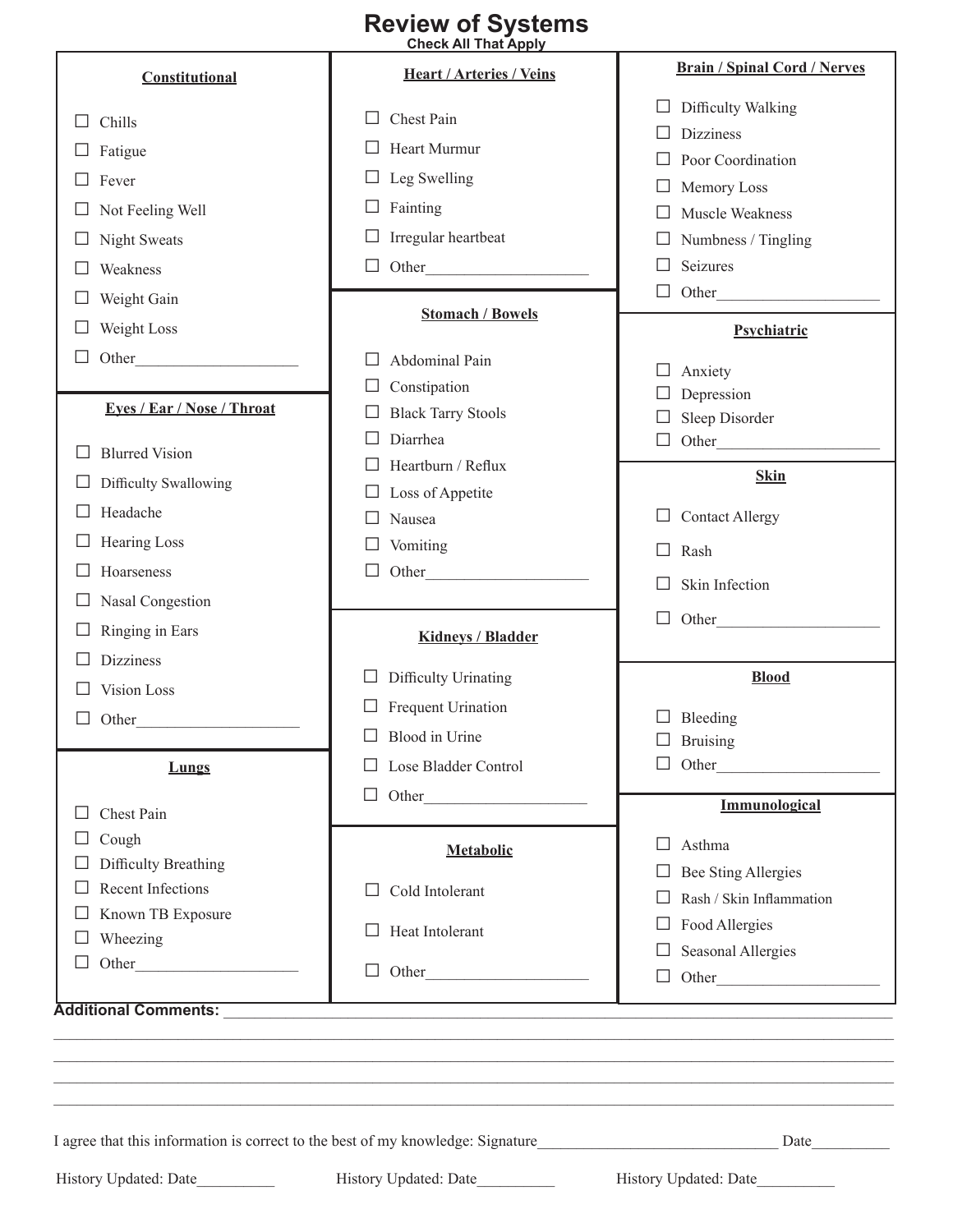# Review of Systems

**Check All That Apply**

**Constitutional**

- ☐ Chills
- ☐ Fatigue
- ☐ Fever
- ☐ Not Feeling Well
- ☐ Night Sweats
- ☐ Weakness
- ☐ Weight Gain
- ☐ Weight Loss
- ☐ Other____________________

**Eyes / Ear / Nose / Throat**

- ☐ Blurred Vision
- ☐ Difficulty Swallowing
- ☐ Headache
- ☐ Hearing Loss
- ☐ Hoarseness
- ☐ Nasal Congestion
- ☐ Ringing in Ears
- ☐ Dizziness
- ☐ Vision Loss
- ☐ Other____________________

**Lungs**

- ☐ Chest Pain
- ☐ Cough
- ☐ Difficulty Breathing
- ☐ Recent Infections
- ☐ Known TB Exposure
- ☐ Wheezing
- ☐ Other____________________

**Heart / Arteries / Veins**

- ☐ Chest Pain
- ☐ Heart Murmur
- ☐ Leg Swelling
- ☐ Fainting
- ☐ Irregular heartbeat
- ☐ Other____________________

**Stomach / Bowels**

- ☐ Abdominal Pain
- ☐ Constipation
- ☐ Black Tarry Stools
- ☐ Diarrhea
- ☐ Heartburn / Reflux
- ☐ Loss of Appetite
- ☐ Nausea
- ☐ Vomiting
- ☐ Other____________________

**Kidneys / Bladder**

- ☐ Difficulty Urinating
- ☐ Frequent Urination
- ☐ Blood in Urine
- ☐ Lose Bladder Control
- ☐ Other____________________

**Metabolic**

- ☐ Cold Intolerant
- ☐ Heat Intolerant
- ☐ Other____________________

**Brain / Spinal Cord / Nerves**

- ☐ Difficulty Walking
- ☐ Dizziness
- ☐ Poor Coordination
- ☐ Memory Loss
- ☐ Muscle Weakness
- ☐ Numbness / Tingling
- ☐ Seizures
- ☐ Other____________________

**Psychiatric**

- ☐ Anxiety
- ☐ Depression
- ☐ Sleep Disorder
- ☐ Other____________________

**Skin**

- ☐ Contact Allergy
- ☐ Rash
- ☐ Skin Infection
- ☐ Other____________________

**Blood**

- ☐ Bleeding
- ☐ Bruising
- ☐ Other____________________

**Immunological**

- ☐ Asthma
- ☐ Bee Sting Allergies
- ☐ Rash / Skin Inflammation
- ☐ Food Allergies
- ☐ Seasonal Allergies
- ☐ Other____________________

**Additional Comments:** ________________________________________________________________________________
________________________________________________________________________________________________
________________________________________________________________________________________________
________________________________________________________________________________________________
________________________________________________________________________________________________

I agree that this information is correct to the best of my knowledge: Signature______________________________ Date__________

History Updated: Date__________ History Updated: Date__________ History Updated: Date__________